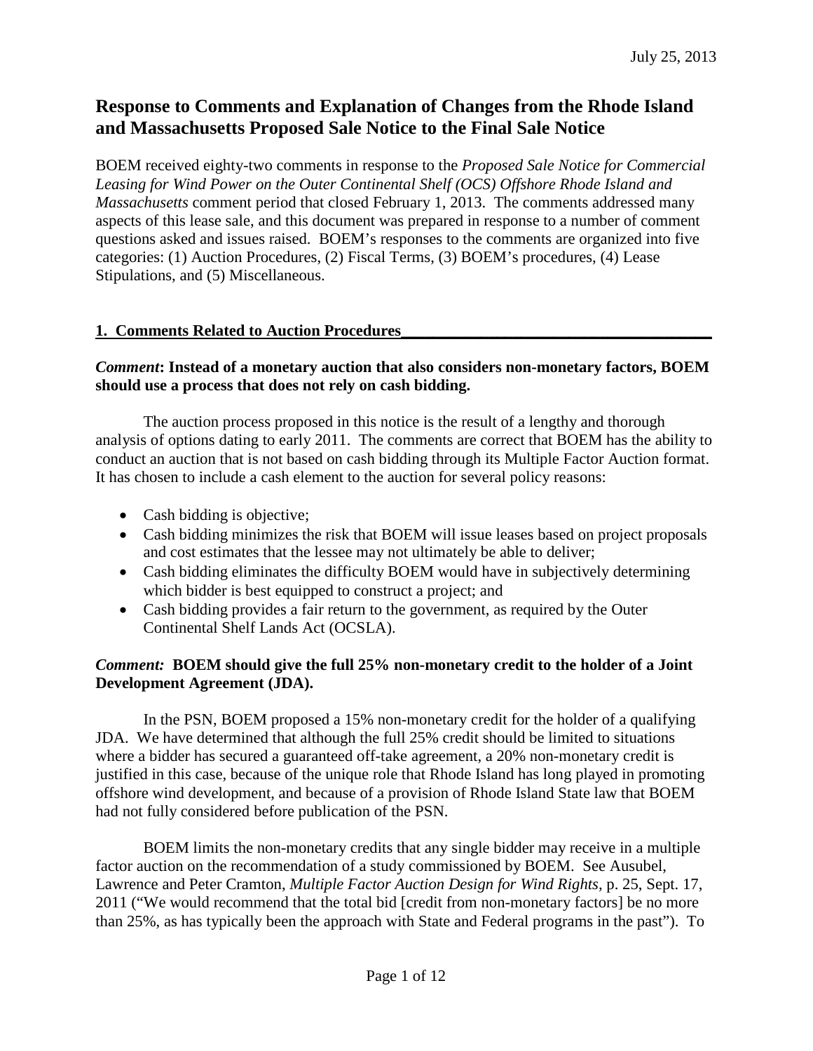July 25, 2013

# Response to Comments and Explanation of Changes from the Rhode Island and Massachusetts Proposed Sale Notice to the Final Sale Notice

BOEM received eighty-two comments in response to the *Proposed Sale Notice for Commercial Leasing for Wind Power on the Outer Continental Shelf (OCS) Offshore Rhode Island and Massachusetts* comment period that closed February 1, 2013. The comments addressed many aspects of this lease sale, and this document was prepared in response to a number of comment questions asked and issues raised. BOEM's responses to the comments are organized into five categories: (1) Auction Procedures, (2) Fiscal Terms, (3) BOEM's procedures, (4) Lease Stipulations, and (5) Miscellaneous.

## 1. Comments Related to Auction Procedures

***Comment*: Instead of a monetary auction that also considers non-monetary factors, BOEM should use a process that does not rely on cash bidding.**

The auction process proposed in this notice is the result of a lengthy and thorough analysis of options dating to early 2011. The comments are correct that BOEM has the ability to conduct an auction that is not based on cash bidding through its Multiple Factor Auction format. It has chosen to include a cash element to the auction for several policy reasons:

- Cash bidding is objective;
- Cash bidding minimizes the risk that BOEM will issue leases based on project proposals and cost estimates that the lessee may not ultimately be able to deliver;
- Cash bidding eliminates the difficulty BOEM would have in subjectively determining which bidder is best equipped to construct a project; and
- Cash bidding provides a fair return to the government, as required by the Outer Continental Shelf Lands Act (OCSLA).

***Comment:* BOEM should give the full 25% non-monetary credit to the holder of a Joint Development Agreement (JDA).**

In the PSN, BOEM proposed a 15% non-monetary credit for the holder of a qualifying JDA. We have determined that although the full 25% credit should be limited to situations where a bidder has secured a guaranteed off-take agreement, a 20% non-monetary credit is justified in this case, because of the unique role that Rhode Island has long played in promoting offshore wind development, and because of a provision of Rhode Island State law that BOEM had not fully considered before publication of the PSN.

BOEM limits the non-monetary credits that any single bidder may receive in a multiple factor auction on the recommendation of a study commissioned by BOEM. See Ausubel, Lawrence and Peter Cramton, *Multiple Factor Auction Design for Wind Rights*, p. 25, Sept. 17, 2011 ("We would recommend that the total bid [credit from non-monetary factors] be no more than 25%, as has typically been the approach with State and Federal programs in the past"). To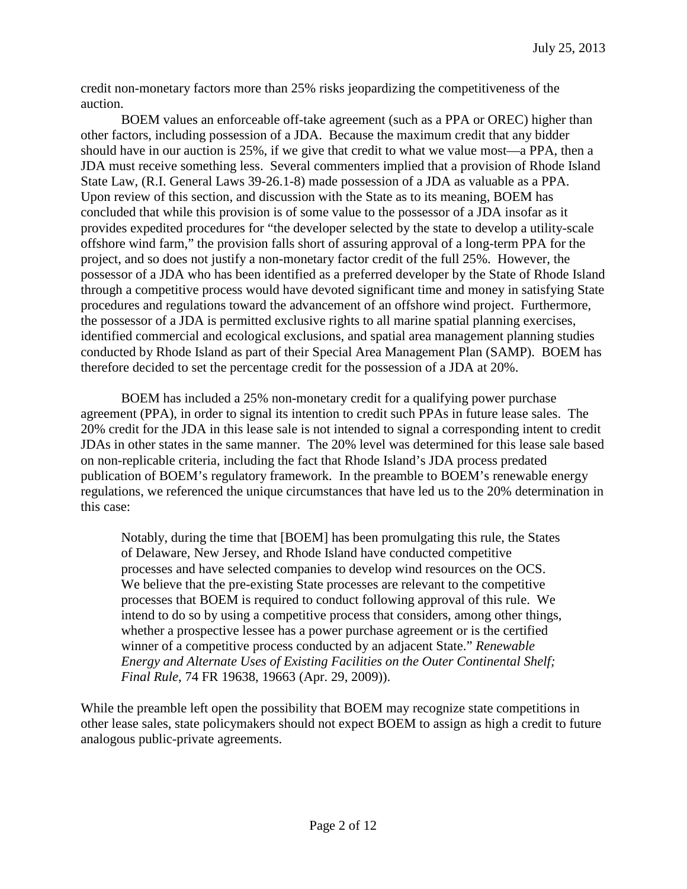credit non-monetary factors more than 25% risks jeopardizing the competitiveness of the auction.

BOEM values an enforceable off-take agreement (such as a PPA or OREC) higher than other factors, including possession of a JDA. Because the maximum credit that any bidder should have in our auction is 25%, if we give that credit to what we value most—a PPA, then a JDA must receive something less. Several commenters implied that a provision of Rhode Island State Law, (R.I. General Laws 39-26.1-8) made possession of a JDA as valuable as a PPA. Upon review of this section, and discussion with the State as to its meaning, BOEM has concluded that while this provision is of some value to the possessor of a JDA insofar as it provides expedited procedures for "the developer selected by the state to develop a utility-scale offshore wind farm," the provision falls short of assuring approval of a long-term PPA for the project, and so does not justify a non-monetary factor credit of the full 25%. However, the possessor of a JDA who has been identified as a preferred developer by the State of Rhode Island through a competitive process would have devoted significant time and money in satisfying State procedures and regulations toward the advancement of an offshore wind project. Furthermore, the possessor of a JDA is permitted exclusive rights to all marine spatial planning exercises, identified commercial and ecological exclusions, and spatial area management planning studies conducted by Rhode Island as part of their Special Area Management Plan (SAMP). BOEM has therefore decided to set the percentage credit for the possession of a JDA at 20%.

BOEM has included a 25% non-monetary credit for a qualifying power purchase agreement (PPA), in order to signal its intention to credit such PPAs in future lease sales. The 20% credit for the JDA in this lease sale is not intended to signal a corresponding intent to credit JDAs in other states in the same manner. The 20% level was determined for this lease sale based on non-replicable criteria, including the fact that Rhode Island's JDA process predated publication of BOEM's regulatory framework. In the preamble to BOEM's renewable energy regulations, we referenced the unique circumstances that have led us to the 20% determination in this case:

> Notably, during the time that [BOEM] has been promulgating this rule, the States of Delaware, New Jersey, and Rhode Island have conducted competitive processes and have selected companies to develop wind resources on the OCS. We believe that the pre-existing State processes are relevant to the competitive processes that BOEM is required to conduct following approval of this rule. We intend to do so by using a competitive process that considers, among other things, whether a prospective lessee has a power purchase agreement or is the certified winner of a competitive process conducted by an adjacent State." *Renewable Energy and Alternate Uses of Existing Facilities on the Outer Continental Shelf; Final Rule*, 74 FR 19638, 19663 (Apr. 29, 2009)).

While the preamble left open the possibility that BOEM may recognize state competitions in other lease sales, state policymakers should not expect BOEM to assign as high a credit to future analogous public-private agreements.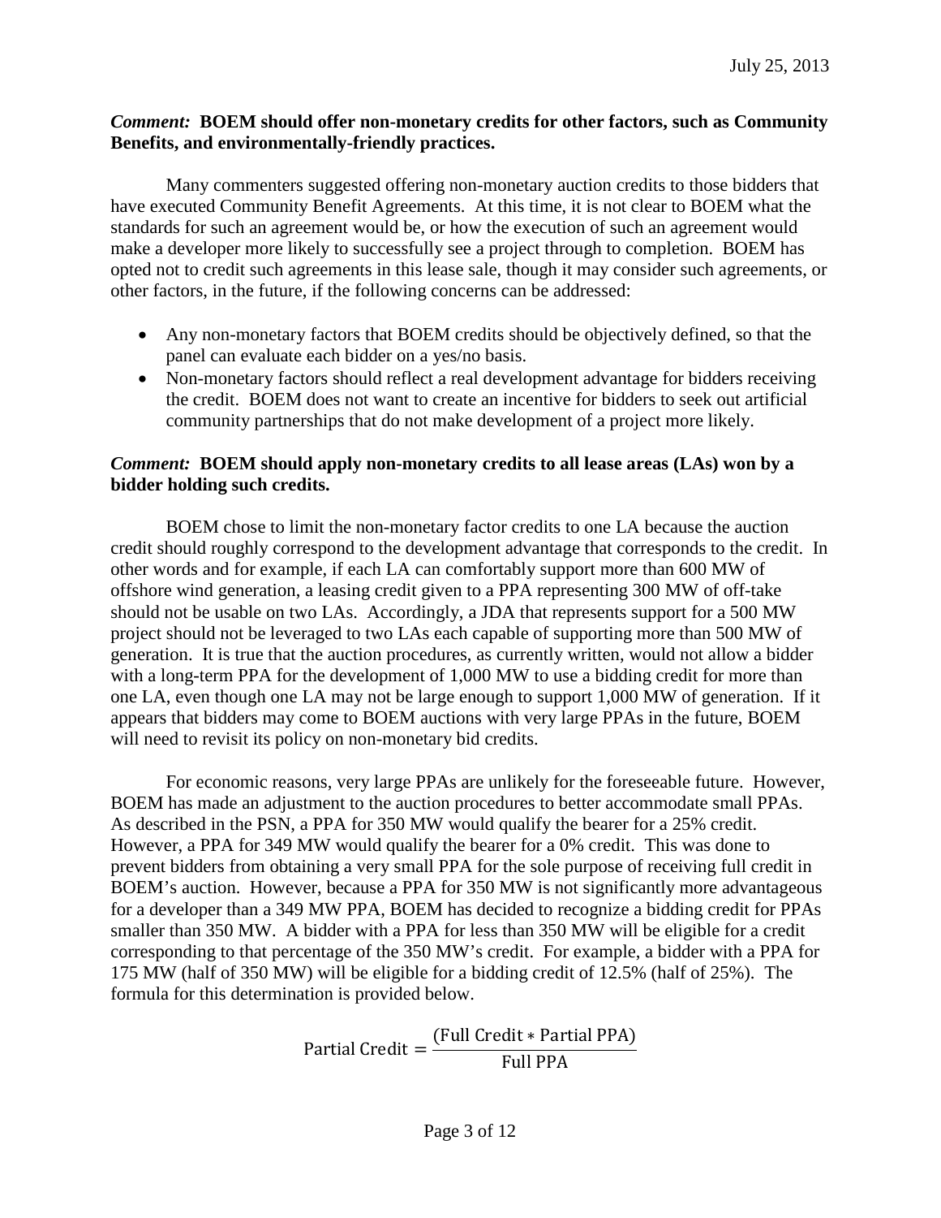July 25, 2013

***Comment:* BOEM should offer non-monetary credits for other factors, such as Community Benefits, and environmentally-friendly practices.**

Many commenters suggested offering non-monetary auction credits to those bidders that have executed Community Benefit Agreements. At this time, it is not clear to BOEM what the standards for such an agreement would be, or how the execution of such an agreement would make a developer more likely to successfully see a project through to completion. BOEM has opted not to credit such agreements in this lease sale, though it may consider such agreements, or other factors, in the future, if the following concerns can be addressed:

- Any non-monetary factors that BOEM credits should be objectively defined, so that the panel can evaluate each bidder on a yes/no basis.
- Non-monetary factors should reflect a real development advantage for bidders receiving the credit. BOEM does not want to create an incentive for bidders to seek out artificial community partnerships that do not make development of a project more likely.

***Comment:* BOEM should apply non-monetary credits to all lease areas (LAs) won by a bidder holding such credits.**

BOEM chose to limit the non-monetary factor credits to one LA because the auction credit should roughly correspond to the development advantage that corresponds to the credit. In other words and for example, if each LA can comfortably support more than 600 MW of offshore wind generation, a leasing credit given to a PPA representing 300 MW of off-take should not be usable on two LAs. Accordingly, a JDA that represents support for a 500 MW project should not be leveraged to two LAs each capable of supporting more than 500 MW of generation. It is true that the auction procedures, as currently written, would not allow a bidder with a long-term PPA for the development of 1,000 MW to use a bidding credit for more than one LA, even though one LA may not be large enough to support 1,000 MW of generation. If it appears that bidders may come to BOEM auctions with very large PPAs in the future, BOEM will need to revisit its policy on non-monetary bid credits.

For economic reasons, very large PPAs are unlikely for the foreseeable future. However, BOEM has made an adjustment to the auction procedures to better accommodate small PPAs. As described in the PSN, a PPA for 350 MW would qualify the bearer for a 25% credit. However, a PPA for 349 MW would qualify the bearer for a 0% credit. This was done to prevent bidders from obtaining a very small PPA for the sole purpose of receiving full credit in BOEM's auction. However, because a PPA for 350 MW is not significantly more advantageous for a developer than a 349 MW PPA, BOEM has decided to recognize a bidding credit for PPAs smaller than 350 MW. A bidder with a PPA for less than 350 MW will be eligible for a credit corresponding to that percentage of the 350 MW's credit. For example, a bidder with a PPA for 175 MW (half of 350 MW) will be eligible for a bidding credit of 12.5% (half of 25%). The formula for this determination is provided below.

$$\text{Partial Credit} = \frac{(\text{Full Credit} * \text{Partial PPA})}{\text{Full PPA}}$$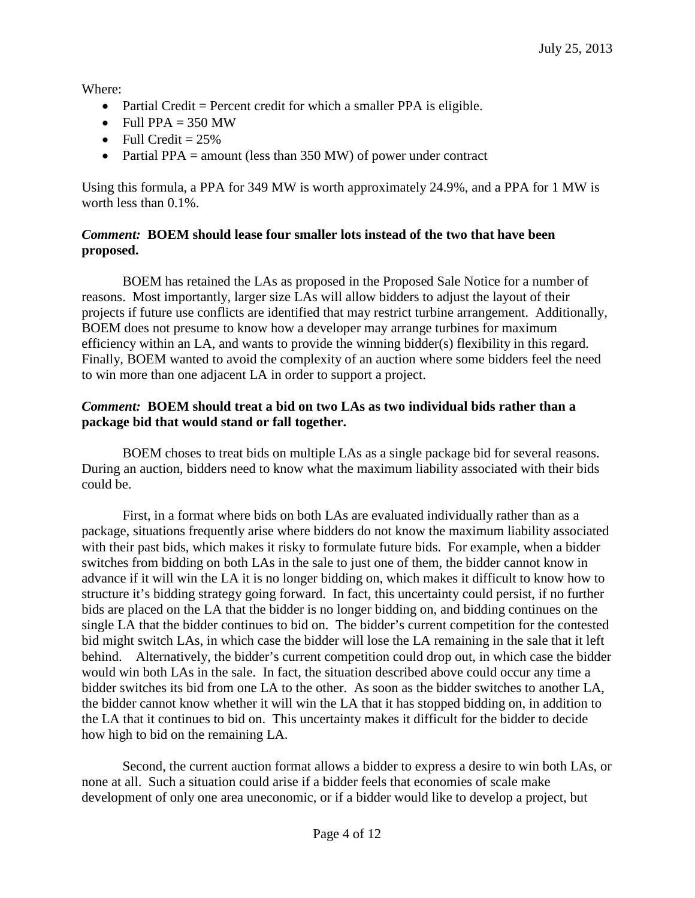Where:

- Partial Credit = Percent credit for which a smaller PPA is eligible.
- Full PPA = 350 MW
- Full Credit = 25%
- Partial PPA = amount (less than 350 MW) of power under contract

Using this formula, a PPA for 349 MW is worth approximately 24.9%, and a PPA for 1 MW is worth less than 0.1%.

***Comment:*** **BOEM should lease four smaller lots instead of the two that have been proposed.**

BOEM has retained the LAs as proposed in the Proposed Sale Notice for a number of reasons. Most importantly, larger size LAs will allow bidders to adjust the layout of their projects if future use conflicts are identified that may restrict turbine arrangement. Additionally, BOEM does not presume to know how a developer may arrange turbines for maximum efficiency within an LA, and wants to provide the winning bidder(s) flexibility in this regard. Finally, BOEM wanted to avoid the complexity of an auction where some bidders feel the need to win more than one adjacent LA in order to support a project.

***Comment:*** **BOEM should treat a bid on two LAs as two individual bids rather than a package bid that would stand or fall together.**

BOEM choses to treat bids on multiple LAs as a single package bid for several reasons. During an auction, bidders need to know what the maximum liability associated with their bids could be.

First, in a format where bids on both LAs are evaluated individually rather than as a package, situations frequently arise where bidders do not know the maximum liability associated with their past bids, which makes it risky to formulate future bids. For example, when a bidder switches from bidding on both LAs in the sale to just one of them, the bidder cannot know in advance if it will win the LA it is no longer bidding on, which makes it difficult to know how to structure it's bidding strategy going forward. In fact, this uncertainty could persist, if no further bids are placed on the LA that the bidder is no longer bidding on, and bidding continues on the single LA that the bidder continues to bid on. The bidder's current competition for the contested bid might switch LAs, in which case the bidder will lose the LA remaining in the sale that it left behind. Alternatively, the bidder's current competition could drop out, in which case the bidder would win both LAs in the sale. In fact, the situation described above could occur any time a bidder switches its bid from one LA to the other. As soon as the bidder switches to another LA, the bidder cannot know whether it will win the LA that it has stopped bidding on, in addition to the LA that it continues to bid on. This uncertainty makes it difficult for the bidder to decide how high to bid on the remaining LA.

Second, the current auction format allows a bidder to express a desire to win both LAs, or none at all. Such a situation could arise if a bidder feels that economies of scale make development of only one area uneconomic, or if a bidder would like to develop a project, but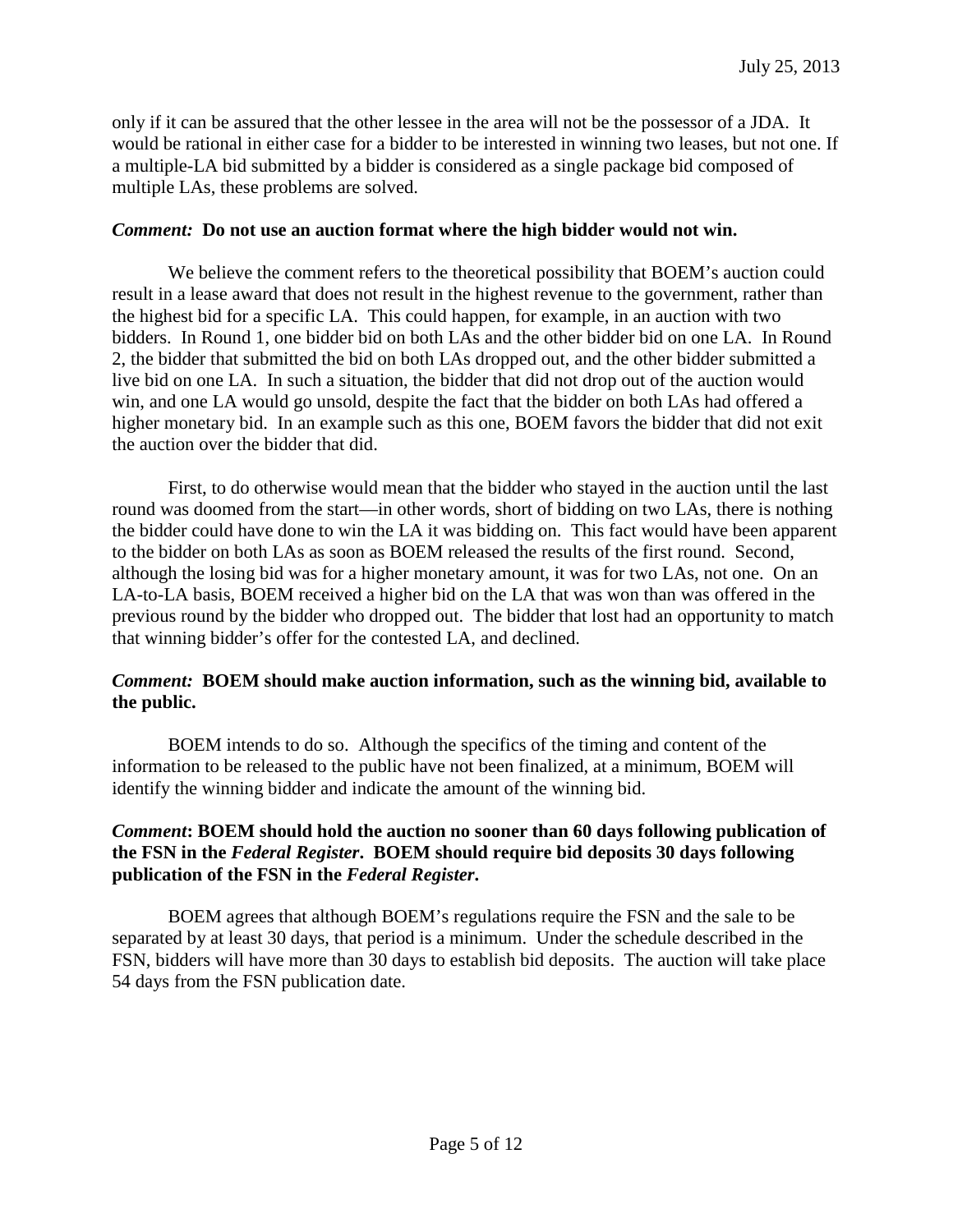only if it can be assured that the other lessee in the area will not be the possessor of a JDA. It would be rational in either case for a bidder to be interested in winning two leases, but not one. If a multiple-LA bid submitted by a bidder is considered as a single package bid composed of multiple LAs, these problems are solved.

***Comment:* Do not use an auction format where the high bidder would not win.**

We believe the comment refers to the theoretical possibility that BOEM's auction could result in a lease award that does not result in the highest revenue to the government, rather than the highest bid for a specific LA. This could happen, for example, in an auction with two bidders. In Round 1, one bidder bid on both LAs and the other bidder bid on one LA. In Round 2, the bidder that submitted the bid on both LAs dropped out, and the other bidder submitted a live bid on one LA. In such a situation, the bidder that did not drop out of the auction would win, and one LA would go unsold, despite the fact that the bidder on both LAs had offered a higher monetary bid. In an example such as this one, BOEM favors the bidder that did not exit the auction over the bidder that did.

First, to do otherwise would mean that the bidder who stayed in the auction until the last round was doomed from the start—in other words, short of bidding on two LAs, there is nothing the bidder could have done to win the LA it was bidding on. This fact would have been apparent to the bidder on both LAs as soon as BOEM released the results of the first round. Second, although the losing bid was for a higher monetary amount, it was for two LAs, not one. On an LA-to-LA basis, BOEM received a higher bid on the LA that was won than was offered in the previous round by the bidder who dropped out. The bidder that lost had an opportunity to match that winning bidder's offer for the contested LA, and declined.

***Comment:* BOEM should make auction information, such as the winning bid, available to the public.**

BOEM intends to do so. Although the specifics of the timing and content of the information to be released to the public have not been finalized, at a minimum, BOEM will identify the winning bidder and indicate the amount of the winning bid.

***Comment*: BOEM should hold the auction no sooner than 60 days following publication of the FSN in the *Federal Register*. BOEM should require bid deposits 30 days following publication of the FSN in the *Federal Register*.**

BOEM agrees that although BOEM's regulations require the FSN and the sale to be separated by at least 30 days, that period is a minimum. Under the schedule described in the FSN, bidders will have more than 30 days to establish bid deposits. The auction will take place 54 days from the FSN publication date.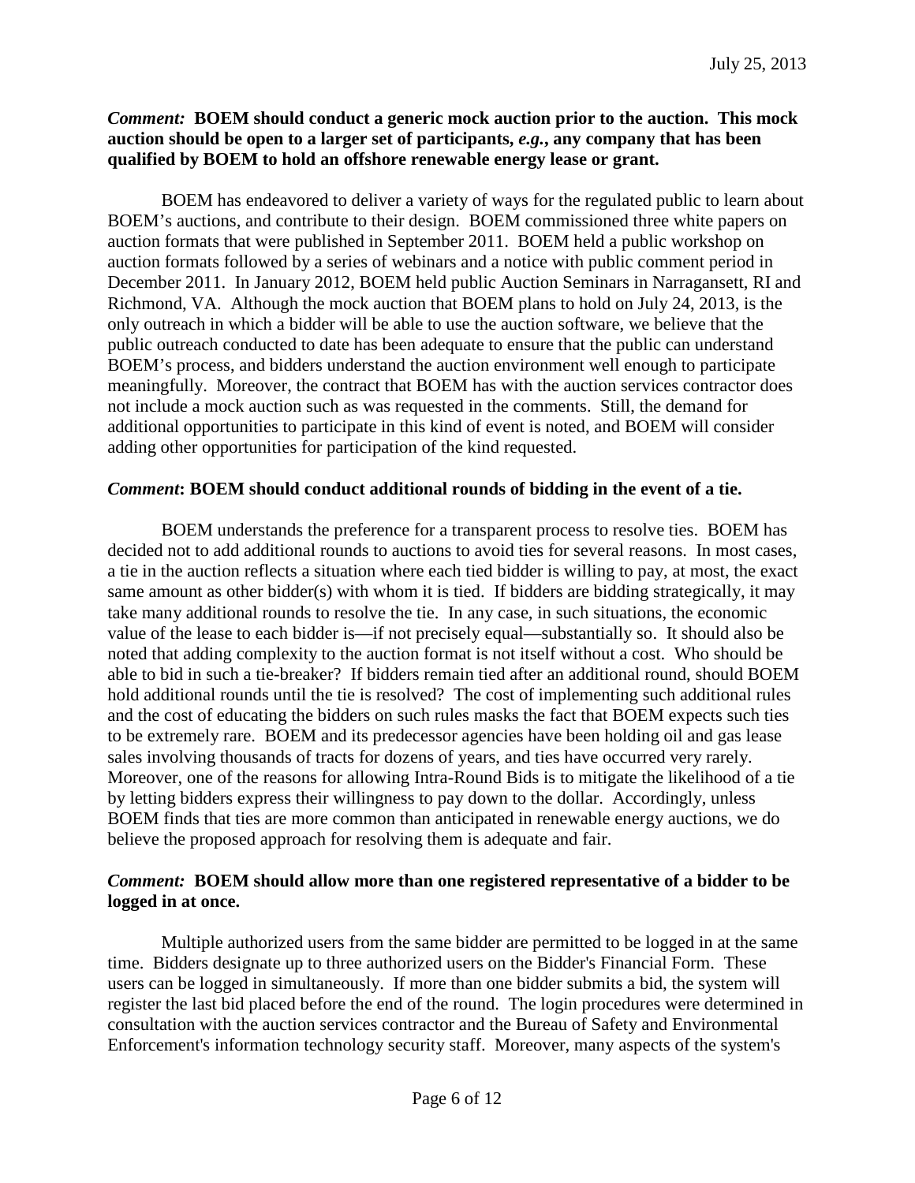***Comment:*** **BOEM should conduct a generic mock auction prior to the auction. This mock auction should be open to a larger set of participants, *e.g.*, any company that has been qualified by BOEM to hold an offshore renewable energy lease or grant.**

BOEM has endeavored to deliver a variety of ways for the regulated public to learn about BOEM's auctions, and contribute to their design. BOEM commissioned three white papers on auction formats that were published in September 2011. BOEM held a public workshop on auction formats followed by a series of webinars and a notice with public comment period in December 2011. In January 2012, BOEM held public Auction Seminars in Narragansett, RI and Richmond, VA. Although the mock auction that BOEM plans to hold on July 24, 2013, is the only outreach in which a bidder will be able to use the auction software, we believe that the public outreach conducted to date has been adequate to ensure that the public can understand BOEM's process, and bidders understand the auction environment well enough to participate meaningfully. Moreover, the contract that BOEM has with the auction services contractor does not include a mock auction such as was requested in the comments. Still, the demand for additional opportunities to participate in this kind of event is noted, and BOEM will consider adding other opportunities for participation of the kind requested.

***Comment*:** **BOEM should conduct additional rounds of bidding in the event of a tie.**

BOEM understands the preference for a transparent process to resolve ties. BOEM has decided not to add additional rounds to auctions to avoid ties for several reasons. In most cases, a tie in the auction reflects a situation where each tied bidder is willing to pay, at most, the exact same amount as other bidder(s) with whom it is tied. If bidders are bidding strategically, it may take many additional rounds to resolve the tie. In any case, in such situations, the economic value of the lease to each bidder is—if not precisely equal—substantially so. It should also be noted that adding complexity to the auction format is not itself without a cost. Who should be able to bid in such a tie-breaker? If bidders remain tied after an additional round, should BOEM hold additional rounds until the tie is resolved? The cost of implementing such additional rules and the cost of educating the bidders on such rules masks the fact that BOEM expects such ties to be extremely rare. BOEM and its predecessor agencies have been holding oil and gas lease sales involving thousands of tracts for dozens of years, and ties have occurred very rarely. Moreover, one of the reasons for allowing Intra-Round Bids is to mitigate the likelihood of a tie by letting bidders express their willingness to pay down to the dollar. Accordingly, unless BOEM finds that ties are more common than anticipated in renewable energy auctions, we do believe the proposed approach for resolving them is adequate and fair.

***Comment:*** **BOEM should allow more than one registered representative of a bidder to be logged in at once.**

Multiple authorized users from the same bidder are permitted to be logged in at the same time. Bidders designate up to three authorized users on the Bidder's Financial Form. These users can be logged in simultaneously. If more than one bidder submits a bid, the system will register the last bid placed before the end of the round. The login procedures were determined in consultation with the auction services contractor and the Bureau of Safety and Environmental Enforcement's information technology security staff. Moreover, many aspects of the system's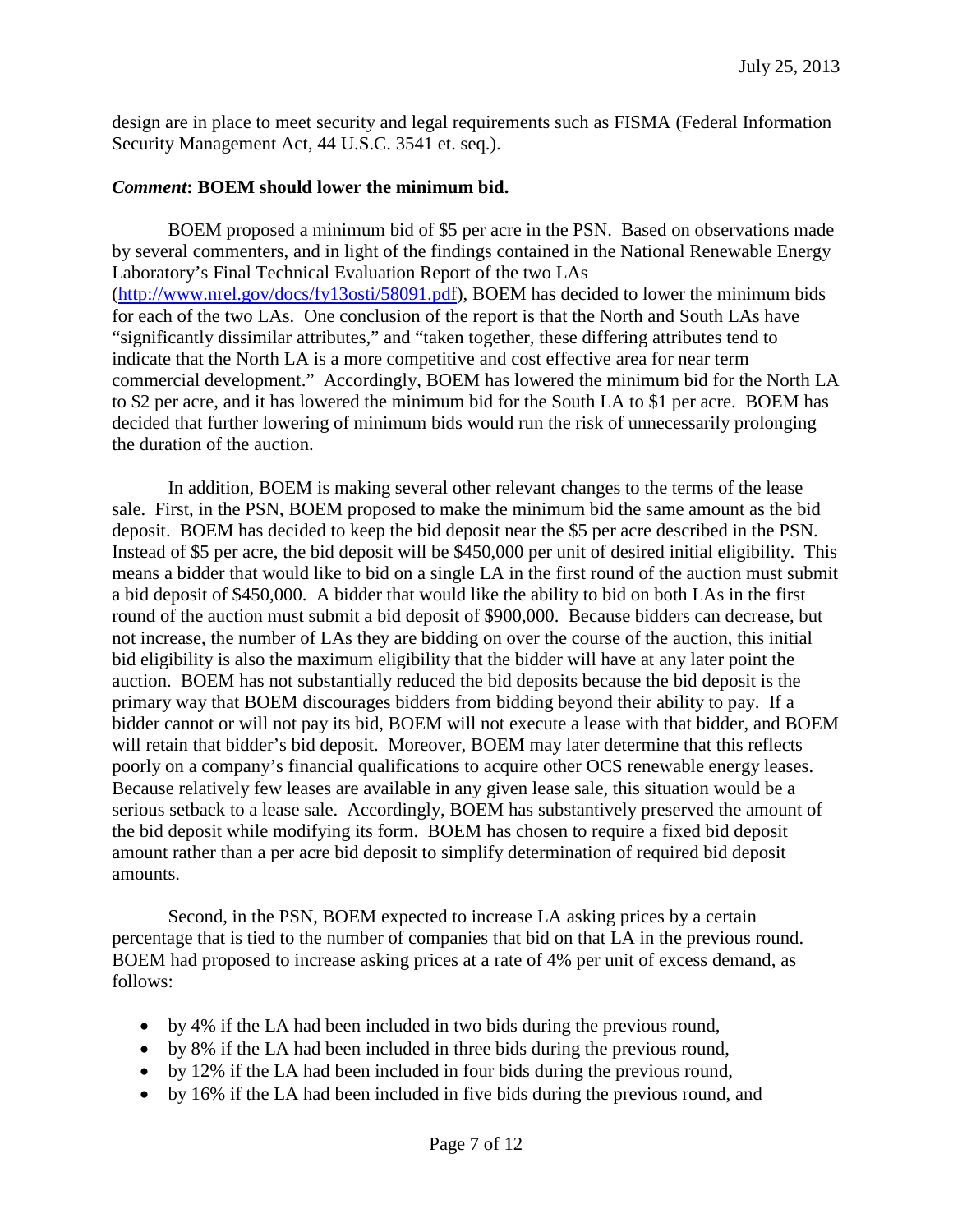design are in place to meet security and legal requirements such as FISMA (Federal Information Security Management Act, 44 U.S.C. 3541 et. seq.).

***Comment*: BOEM should lower the minimum bid.**

BOEM proposed a minimum bid of $5 per acre in the PSN. Based on observations made by several commenters, and in light of the findings contained in the National Renewable Energy Laboratory's Final Technical Evaluation Report of the two LAs (http://www.nrel.gov/docs/fy13osti/58091.pdf), BOEM has decided to lower the minimum bids for each of the two LAs. One conclusion of the report is that the North and South LAs have "significantly dissimilar attributes," and "taken together, these differing attributes tend to indicate that the North LA is a more competitive and cost effective area for near term commercial development." Accordingly, BOEM has lowered the minimum bid for the North LA to $2 per acre, and it has lowered the minimum bid for the South LA to $1 per acre. BOEM has decided that further lowering of minimum bids would run the risk of unnecessarily prolonging the duration of the auction.

In addition, BOEM is making several other relevant changes to the terms of the lease sale. First, in the PSN, BOEM proposed to make the minimum bid the same amount as the bid deposit. BOEM has decided to keep the bid deposit near the $5 per acre described in the PSN. Instead of $5 per acre, the bid deposit will be $450,000 per unit of desired initial eligibility. This means a bidder that would like to bid on a single LA in the first round of the auction must submit a bid deposit of $450,000. A bidder that would like the ability to bid on both LAs in the first round of the auction must submit a bid deposit of $900,000. Because bidders can decrease, but not increase, the number of LAs they are bidding on over the course of the auction, this initial bid eligibility is also the maximum eligibility that the bidder will have at any later point the auction. BOEM has not substantially reduced the bid deposits because the bid deposit is the primary way that BOEM discourages bidders from bidding beyond their ability to pay. If a bidder cannot or will not pay its bid, BOEM will not execute a lease with that bidder, and BOEM will retain that bidder's bid deposit. Moreover, BOEM may later determine that this reflects poorly on a company's financial qualifications to acquire other OCS renewable energy leases. Because relatively few leases are available in any given lease sale, this situation would be a serious setback to a lease sale. Accordingly, BOEM has substantively preserved the amount of the bid deposit while modifying its form. BOEM has chosen to require a fixed bid deposit amount rather than a per acre bid deposit to simplify determination of required bid deposit amounts.

Second, in the PSN, BOEM expected to increase LA asking prices by a certain percentage that is tied to the number of companies that bid on that LA in the previous round. BOEM had proposed to increase asking prices at a rate of 4% per unit of excess demand, as follows:

- by 4% if the LA had been included in two bids during the previous round,
- by 8% if the LA had been included in three bids during the previous round,
- by 12% if the LA had been included in four bids during the previous round,
- by 16% if the LA had been included in five bids during the previous round, and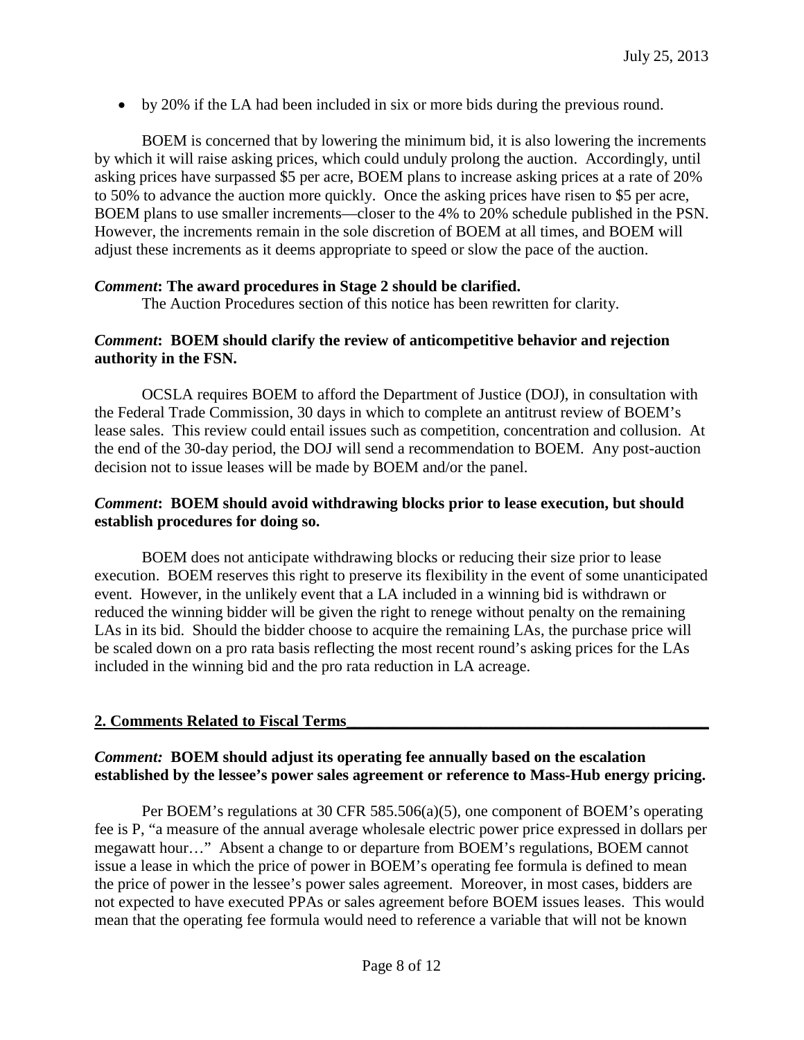- by 20% if the LA had been included in six or more bids during the previous round.

BOEM is concerned that by lowering the minimum bid, it is also lowering the increments by which it will raise asking prices, which could unduly prolong the auction. Accordingly, until asking prices have surpassed $5 per acre, BOEM plans to increase asking prices at a rate of 20% to 50% to advance the auction more quickly. Once the asking prices have risen to $5 per acre, BOEM plans to use smaller increments—closer to the 4% to 20% schedule published in the PSN. However, the increments remain in the sole discretion of BOEM at all times, and BOEM will adjust these increments as it deems appropriate to speed or slow the pace of the auction.

***Comment*: The award procedures in Stage 2 should be clarified.**

The Auction Procedures section of this notice has been rewritten for clarity.

***Comment*: BOEM should clarify the review of anticompetitive behavior and rejection authority in the FSN.**

OCSLA requires BOEM to afford the Department of Justice (DOJ), in consultation with the Federal Trade Commission, 30 days in which to complete an antitrust review of BOEM's lease sales. This review could entail issues such as competition, concentration and collusion. At the end of the 30-day period, the DOJ will send a recommendation to BOEM. Any post-auction decision not to issue leases will be made by BOEM and/or the panel.

***Comment*: BOEM should avoid withdrawing blocks prior to lease execution, but should establish procedures for doing so.**

BOEM does not anticipate withdrawing blocks or reducing their size prior to lease execution. BOEM reserves this right to preserve its flexibility in the event of some unanticipated event. However, in the unlikely event that a LA included in a winning bid is withdrawn or reduced the winning bidder will be given the right to renege without penalty on the remaining LAs in its bid. Should the bidder choose to acquire the remaining LAs, the purchase price will be scaled down on a pro rata basis reflecting the most recent round's asking prices for the LAs included in the winning bid and the pro rata reduction in LA acreage.

## 2. Comments Related to Fiscal Terms

***Comment:* BOEM should adjust its operating fee annually based on the escalation established by the lessee's power sales agreement or reference to Mass-Hub energy pricing.**

Per BOEM's regulations at 30 CFR 585.506(a)(5), one component of BOEM's operating fee is P, "a measure of the annual average wholesale electric power price expressed in dollars per megawatt hour…" Absent a change to or departure from BOEM's regulations, BOEM cannot issue a lease in which the price of power in BOEM's operating fee formula is defined to mean the price of power in the lessee's power sales agreement. Moreover, in most cases, bidders are not expected to have executed PPAs or sales agreement before BOEM issues leases. This would mean that the operating fee formula would need to reference a variable that will not be known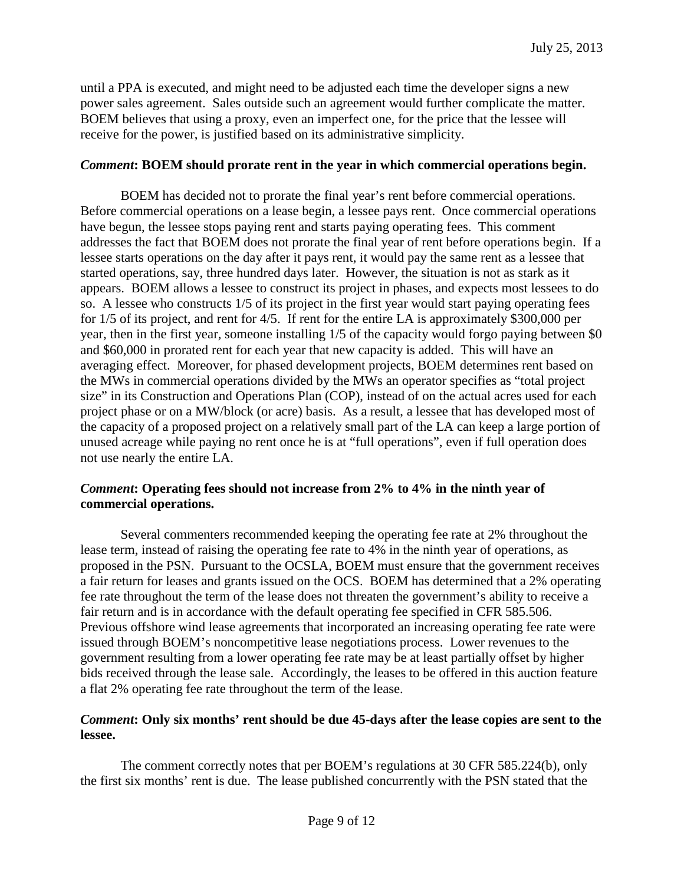until a PPA is executed, and might need to be adjusted each time the developer signs a new power sales agreement. Sales outside such an agreement would further complicate the matter. BOEM believes that using a proxy, even an imperfect one, for the price that the lessee will receive for the power, is justified based on its administrative simplicity.

***Comment*: BOEM should prorate rent in the year in which commercial operations begin.**

BOEM has decided not to prorate the final year's rent before commercial operations. Before commercial operations on a lease begin, a lessee pays rent. Once commercial operations have begun, the lessee stops paying rent and starts paying operating fees. This comment addresses the fact that BOEM does not prorate the final year of rent before operations begin. If a lessee starts operations on the day after it pays rent, it would pay the same rent as a lessee that started operations, say, three hundred days later. However, the situation is not as stark as it appears. BOEM allows a lessee to construct its project in phases, and expects most lessees to do so. A lessee who constructs 1/5 of its project in the first year would start paying operating fees for 1/5 of its project, and rent for 4/5. If rent for the entire LA is approximately $300,000 per year, then in the first year, someone installing 1/5 of the capacity would forgo paying between $0 and $60,000 in prorated rent for each year that new capacity is added. This will have an averaging effect. Moreover, for phased development projects, BOEM determines rent based on the MWs in commercial operations divided by the MWs an operator specifies as "total project size" in its Construction and Operations Plan (COP), instead of on the actual acres used for each project phase or on a MW/block (or acre) basis. As a result, a lessee that has developed most of the capacity of a proposed project on a relatively small part of the LA can keep a large portion of unused acreage while paying no rent once he is at "full operations", even if full operation does not use nearly the entire LA.

***Comment*: Operating fees should not increase from 2% to 4% in the ninth year of commercial operations.**

Several commenters recommended keeping the operating fee rate at 2% throughout the lease term, instead of raising the operating fee rate to 4% in the ninth year of operations, as proposed in the PSN. Pursuant to the OCSLA, BOEM must ensure that the government receives a fair return for leases and grants issued on the OCS. BOEM has determined that a 2% operating fee rate throughout the term of the lease does not threaten the government's ability to receive a fair return and is in accordance with the default operating fee specified in CFR 585.506. Previous offshore wind lease agreements that incorporated an increasing operating fee rate were issued through BOEM's noncompetitive lease negotiations process. Lower revenues to the government resulting from a lower operating fee rate may be at least partially offset by higher bids received through the lease sale. Accordingly, the leases to be offered in this auction feature a flat 2% operating fee rate throughout the term of the lease.

***Comment*: Only six months' rent should be due 45-days after the lease copies are sent to the lessee.**

The comment correctly notes that per BOEM's regulations at 30 CFR 585.224(b), only the first six months' rent is due. The lease published concurrently with the PSN stated that the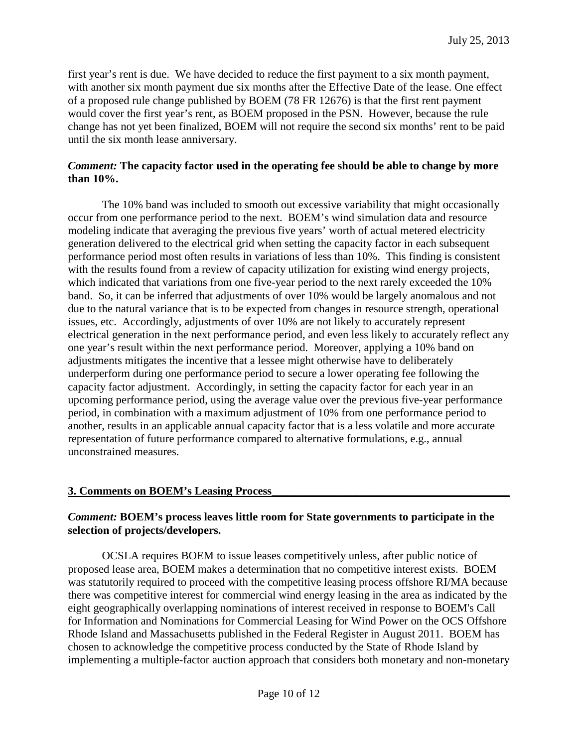first year's rent is due. We have decided to reduce the first payment to a six month payment, with another six month payment due six months after the Effective Date of the lease. One effect of a proposed rule change published by BOEM (78 FR 12676) is that the first rent payment would cover the first year's rent, as BOEM proposed in the PSN. However, because the rule change has not yet been finalized, BOEM will not require the second six months' rent to be paid until the six month lease anniversary.

***Comment:* The capacity factor used in the operating fee should be able to change by more than 10%.**

The 10% band was included to smooth out excessive variability that might occasionally occur from one performance period to the next. BOEM's wind simulation data and resource modeling indicate that averaging the previous five years' worth of actual metered electricity generation delivered to the electrical grid when setting the capacity factor in each subsequent performance period most often results in variations of less than 10%. This finding is consistent with the results found from a review of capacity utilization for existing wind energy projects, which indicated that variations from one five-year period to the next rarely exceeded the 10% band. So, it can be inferred that adjustments of over 10% would be largely anomalous and not due to the natural variance that is to be expected from changes in resource strength, operational issues, etc. Accordingly, adjustments of over 10% are not likely to accurately represent electrical generation in the next performance period, and even less likely to accurately reflect any one year's result within the next performance period. Moreover, applying a 10% band on adjustments mitigates the incentive that a lessee might otherwise have to deliberately underperform during one performance period to secure a lower operating fee following the capacity factor adjustment. Accordingly, in setting the capacity factor for each year in an upcoming performance period, using the average value over the previous five-year performance period, in combination with a maximum adjustment of 10% from one performance period to another, results in an applicable annual capacity factor that is a less volatile and more accurate representation of future performance compared to alternative formulations, e.g., annual unconstrained measures.

## 3. Comments on BOEM's Leasing Process

***Comment:* BOEM's process leaves little room for State governments to participate in the selection of projects/developers.**

OCSLA requires BOEM to issue leases competitively unless, after public notice of proposed lease area, BOEM makes a determination that no competitive interest exists. BOEM was statutorily required to proceed with the competitive leasing process offshore RI/MA because there was competitive interest for commercial wind energy leasing in the area as indicated by the eight geographically overlapping nominations of interest received in response to BOEM's Call for Information and Nominations for Commercial Leasing for Wind Power on the OCS Offshore Rhode Island and Massachusetts published in the Federal Register in August 2011. BOEM has chosen to acknowledge the competitive process conducted by the State of Rhode Island by implementing a multiple-factor auction approach that considers both monetary and non-monetary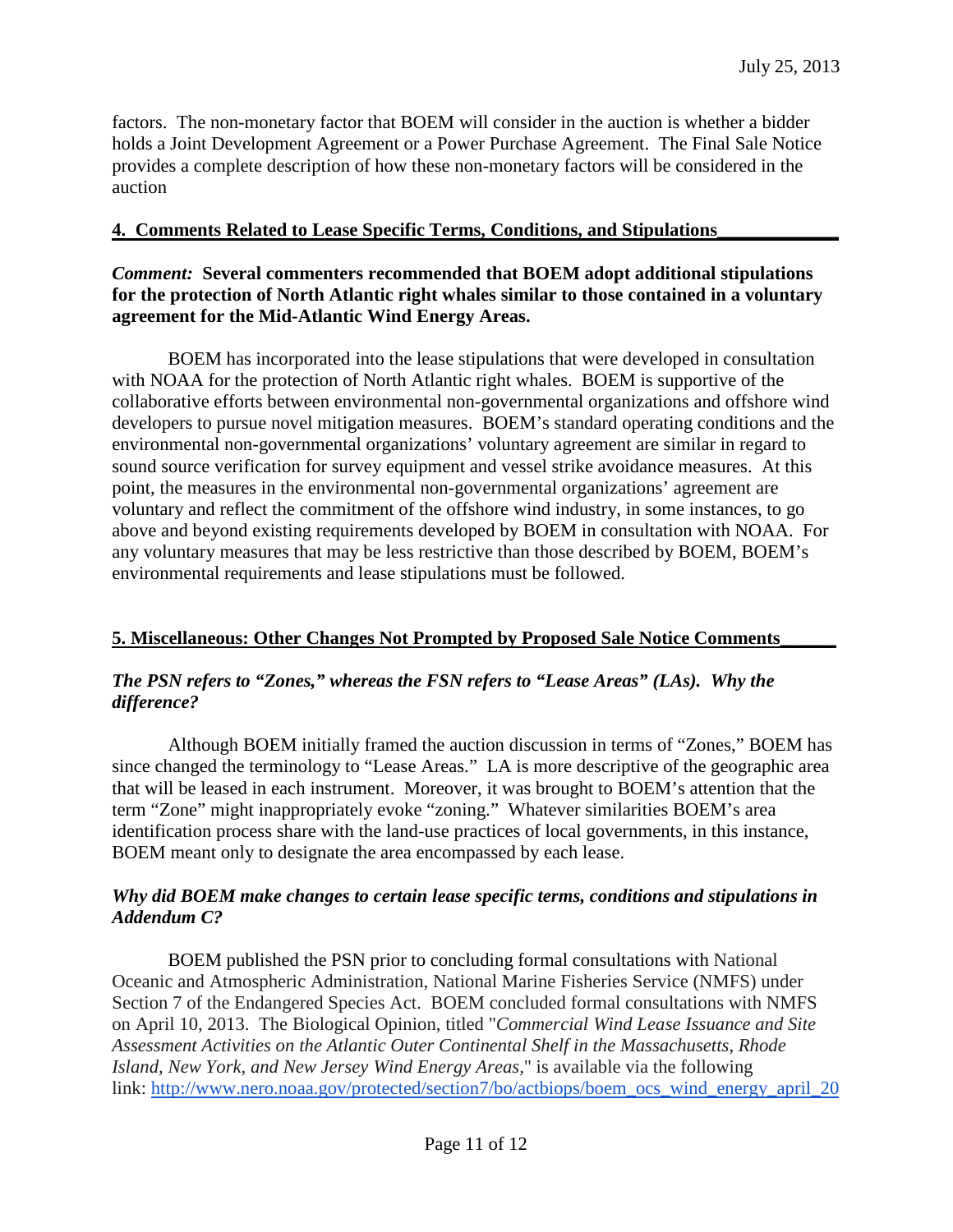factors. The non-monetary factor that BOEM will consider in the auction is whether a bidder holds a Joint Development Agreement or a Power Purchase Agreement. The Final Sale Notice provides a complete description of how these non-monetary factors will be considered in the auction

## 4. Comments Related to Lease Specific Terms, Conditions, and Stipulations

***Comment:*** **Several commenters recommended that BOEM adopt additional stipulations for the protection of North Atlantic right whales similar to those contained in a voluntary agreement for the Mid-Atlantic Wind Energy Areas.**

BOEM has incorporated into the lease stipulations that were developed in consultation with NOAA for the protection of North Atlantic right whales. BOEM is supportive of the collaborative efforts between environmental non-governmental organizations and offshore wind developers to pursue novel mitigation measures. BOEM's standard operating conditions and the environmental non-governmental organizations' voluntary agreement are similar in regard to sound source verification for survey equipment and vessel strike avoidance measures. At this point, the measures in the environmental non-governmental organizations' agreement are voluntary and reflect the commitment of the offshore wind industry, in some instances, to go above and beyond existing requirements developed by BOEM in consultation with NOAA. For any voluntary measures that may be less restrictive than those described by BOEM, BOEM's environmental requirements and lease stipulations must be followed.

## 5. Miscellaneous: Other Changes Not Prompted by Proposed Sale Notice Comments

***The PSN refers to "Zones," whereas the FSN refers to "Lease Areas" (LAs). Why the difference?***

Although BOEM initially framed the auction discussion in terms of "Zones," BOEM has since changed the terminology to "Lease Areas." LA is more descriptive of the geographic area that will be leased in each instrument. Moreover, it was brought to BOEM's attention that the term "Zone" might inappropriately evoke "zoning." Whatever similarities BOEM's area identification process share with the land-use practices of local governments, in this instance, BOEM meant only to designate the area encompassed by each lease.

***Why did BOEM make changes to certain lease specific terms, conditions and stipulations in Addendum C?***

BOEM published the PSN prior to concluding formal consultations with National Oceanic and Atmospheric Administration, National Marine Fisheries Service (NMFS) under Section 7 of the Endangered Species Act. BOEM concluded formal consultations with NMFS on April 10, 2013. The Biological Opinion, titled "*Commercial Wind Lease Issuance and Site Assessment Activities on the Atlantic Outer Continental Shelf in the Massachusetts, Rhode Island, New York, and New Jersey Wind Energy Areas*," is available via the following link: http://www.nero.noaa.gov/protected/section7/bo/actbiops/boem_ocs_wind_energy_april_20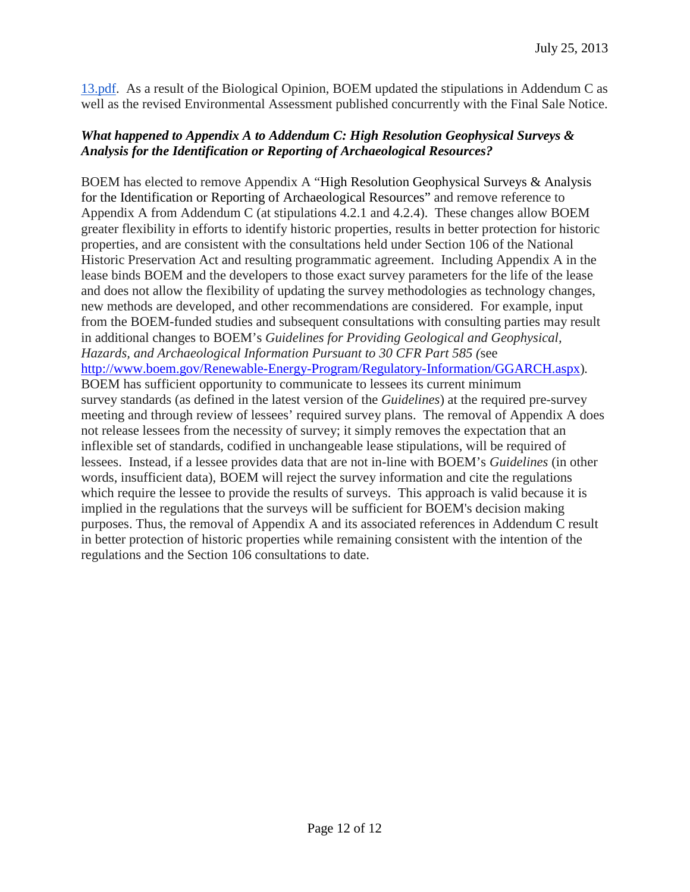13.pdf. As a result of the Biological Opinion, BOEM updated the stipulations in Addendum C as well as the revised Environmental Assessment published concurrently with the Final Sale Notice.

***What happened to Appendix A to Addendum C: High Resolution Geophysical Surveys & Analysis for the Identification or Reporting of Archaeological Resources?***

BOEM has elected to remove Appendix A "High Resolution Geophysical Surveys & Analysis for the Identification or Reporting of Archaeological Resources" and remove reference to Appendix A from Addendum C (at stipulations 4.2.1 and 4.2.4). These changes allow BOEM greater flexibility in efforts to identify historic properties, results in better protection for historic properties, and are consistent with the consultations held under Section 106 of the National Historic Preservation Act and resulting programmatic agreement. Including Appendix A in the lease binds BOEM and the developers to those exact survey parameters for the life of the lease and does not allow the flexibility of updating the survey methodologies as technology changes, new methods are developed, and other recommendations are considered. For example, input from the BOEM-funded studies and subsequent consultations with consulting parties may result in additional changes to BOEM's *Guidelines for Providing Geological and Geophysical, Hazards, and Archaeological Information Pursuant to 30 CFR Part 585 (*see http://www.boem.gov/Renewable-Energy-Program/Regulatory-Information/GGARCH.aspx). BOEM has sufficient opportunity to communicate to lessees its current minimum survey standards (as defined in the latest version of the *Guidelines*) at the required pre-survey meeting and through review of lessees' required survey plans. The removal of Appendix A does not release lessees from the necessity of survey; it simply removes the expectation that an inflexible set of standards, codified in unchangeable lease stipulations, will be required of lessees. Instead, if a lessee provides data that are not in-line with BOEM's *Guidelines* (in other words, insufficient data), BOEM will reject the survey information and cite the regulations which require the lessee to provide the results of surveys. This approach is valid because it is implied in the regulations that the surveys will be sufficient for BOEM's decision making purposes. Thus, the removal of Appendix A and its associated references in Addendum C result in better protection of historic properties while remaining consistent with the intention of the regulations and the Section 106 consultations to date.